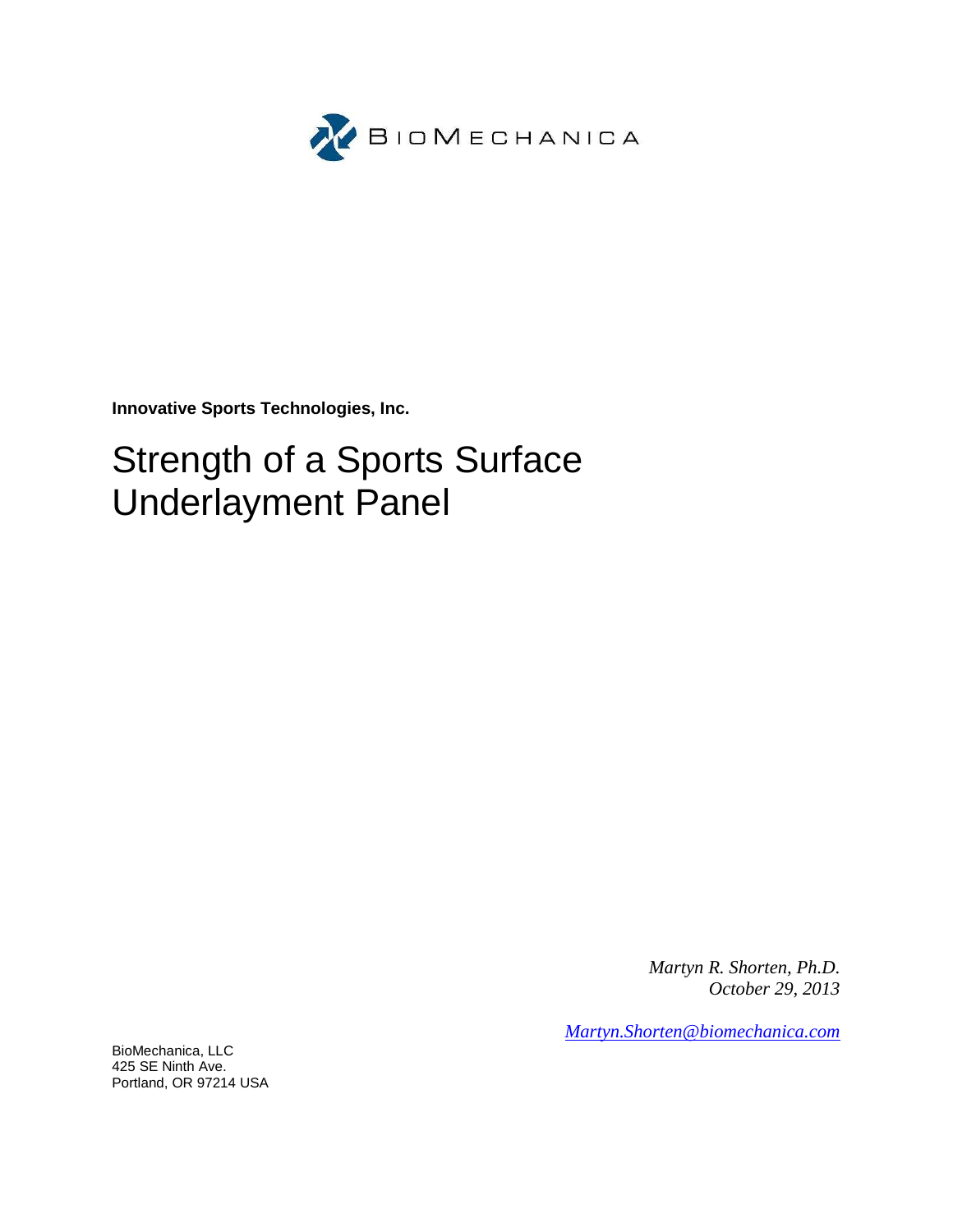BioMechanica

**Innovative Sports Technologies, Inc.**

# Strength of a Sports Surface Underlayment Panel

*Martyn R. Shorten, Ph.D.*
*October 29, 2013*

*Martyn.Shorten@biomechanica.com*

BioMechanica, LLC
425 SE Ninth Ave.
Portland, OR 97214 USA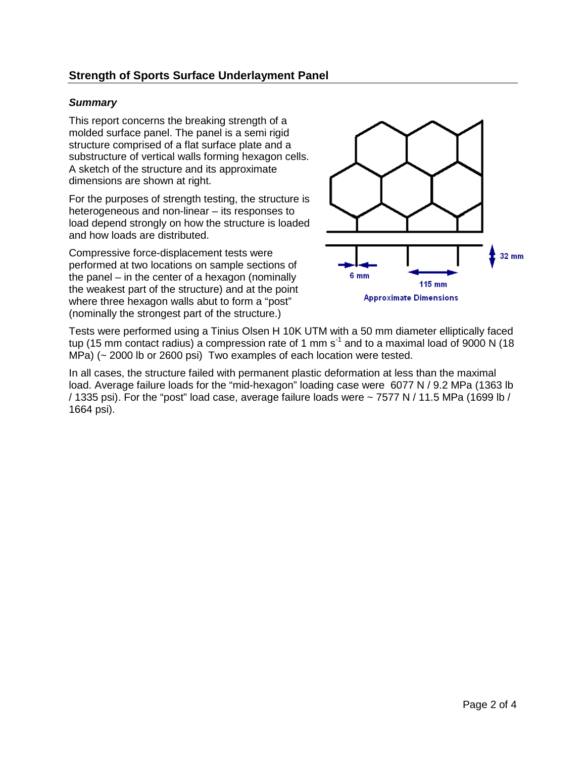## Strength of Sports Surface Underlayment Panel

### *Summary*

This report concerns the breaking strength of a molded surface panel. The panel is a semi rigid structure comprised of a flat surface plate and a substructure of vertical walls forming hexagon cells. A sketch of the structure and its approximate dimensions are shown at right.

For the purposes of strength testing, the structure is heterogeneous and non-linear – its responses to load depend strongly on how the structure is loaded and how loads are distributed.

Compressive force-displacement tests were performed at two locations on sample sections of the panel – in the center of a hexagon (nominally the weakest part of the structure) and at the point where three hexagon walls abut to form a "post" (nominally the strongest part of the structure.)

6 mm

115 mm

32 mm

Approximate Dimensions

Tests were performed using a Tinius Olsen H 10K UTM with a 50 mm diameter elliptically faced tup (15 mm contact radius) a compression rate of 1 mm $s^{-1}$ and to a maximal load of 9000 N (18 MPa) (~ 2000 lb or 2600 psi) Two examples of each location were tested.

In all cases, the structure failed with permanent plastic deformation at less than the maximal load. Average failure loads for the "mid-hexagon" loading case were 6077 N / 9.2 MPa (1363 lb / 1335 psi). For the "post" load case, average failure loads were ~ 7577 N / 11.5 MPa (1699 lb / 1664 psi).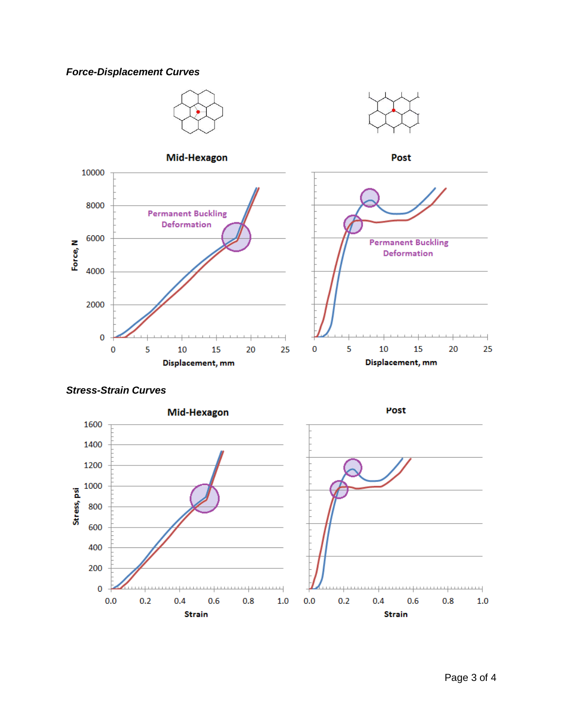***Force-Displacement Curves***

***Stress-Strain Curves***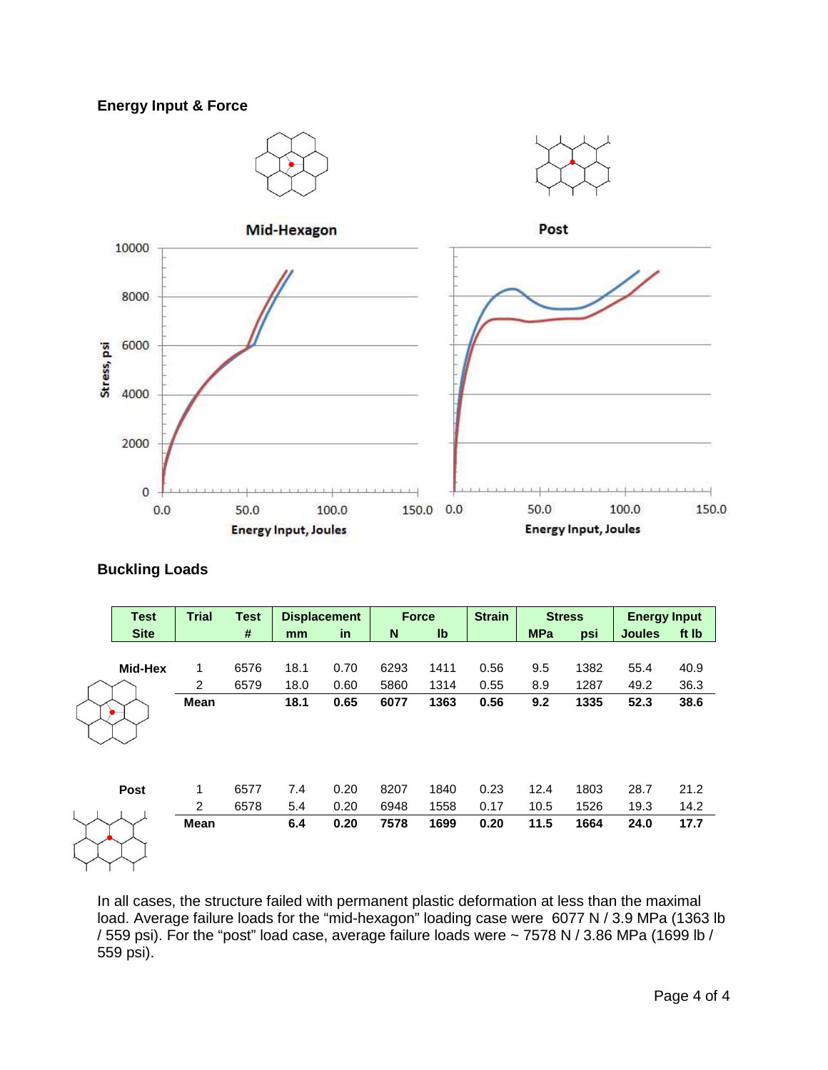## Energy Input & Force

Mid-Hexagon

Post

Stress, psi

10000
8000
6000
4000
2000
0

0.0 50.0 100.0 150.0

Energy Input, Joules

0.0 50.0 100.0 150.0

Energy Input, Joules

## Buckling Loads

| Test Site | Trial | Test # | Displacement | | Force | | Strain | Stress | | Energy Input | |
|---|---|---|---|---|---|---|---|---|---|---|---|
| | | | mm | in | N | lb | | MPa | psi | Joules | ft lb |
| Mid-Hex | 1 | 6576 | 18.1 | 0.70 | 6293 | 1411 | 0.56 | 9.5 | 1382 | 55.4 | 40.9 |
| | 2 | 6579 | 18.0 | 0.60 | 5860 | 1314 | 0.55 | 8.9 | 1287 | 49.2 | 36.3 |
| | **Mean** | | **18.1** | **0.65** | **6077** | **1363** | **0.56** | **9.2** | **1335** | **52.3** | **38.6** |
| Post | 1 | 6577 | 7.4 | 0.20 | 8207 | 1840 | 0.23 | 12.4 | 1803 | 28.7 | 21.2 |
| | 2 | 6578 | 5.4 | 0.20 | 6948 | 1558 | 0.17 | 10.5 | 1526 | 19.3 | 14.2 |
| | **Mean** | | **6.4** | **0.20** | **7578** | **1699** | **0.20** | **11.5** | **1664** | **24.0** | **17.7** |

In all cases, the structure failed with permanent plastic deformation at less than the maximal load. Average failure loads for the "mid-hexagon" loading case were 6077 N / 3.9 MPa (1363 lb / 559 psi). For the "post" load case, average failure loads were ~ 7578 N / 3.86 MPa (1699 lb / 559 psi).